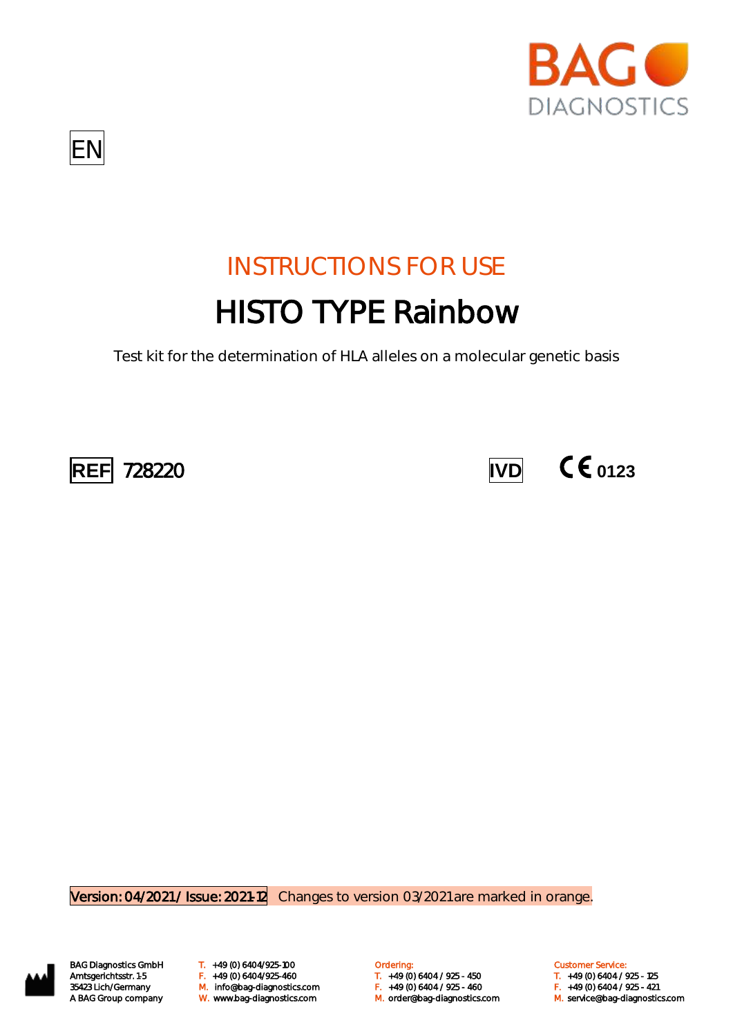BAG DIAGNOSTICS

EN

# INSTRUCTIONS FOR USE

# HISTO TYPE Rainbow

Test kit for the determination of HLA alleles on a molecular genetic basis

REF 728220

IVD CE 0123

Version: 04/2021 / Issue: 2021-12 Changes to version 03/2021 are marked in orange.

BAG Diagnostics GmbH
Amtsgerichtsstr. 1-5
35423 Lich/Germany
A BAG Group company

T. +49 (0) 6404/925-100
F. +49 (0) 6404/925-460
M. info@bag-diagnostics.com
W. www.bag-diagnostics.com

Ordering:
T. +49 (0) 6404 / 925 - 450
F. +49 (0) 6404 / 925 - 460
M. order@bag-diagnostics.com

Customer Service:
T. +49 (0) 6404 / 925 - 125
F. +49 (0) 6404 / 925 - 421
M. service@bag-diagnostics.com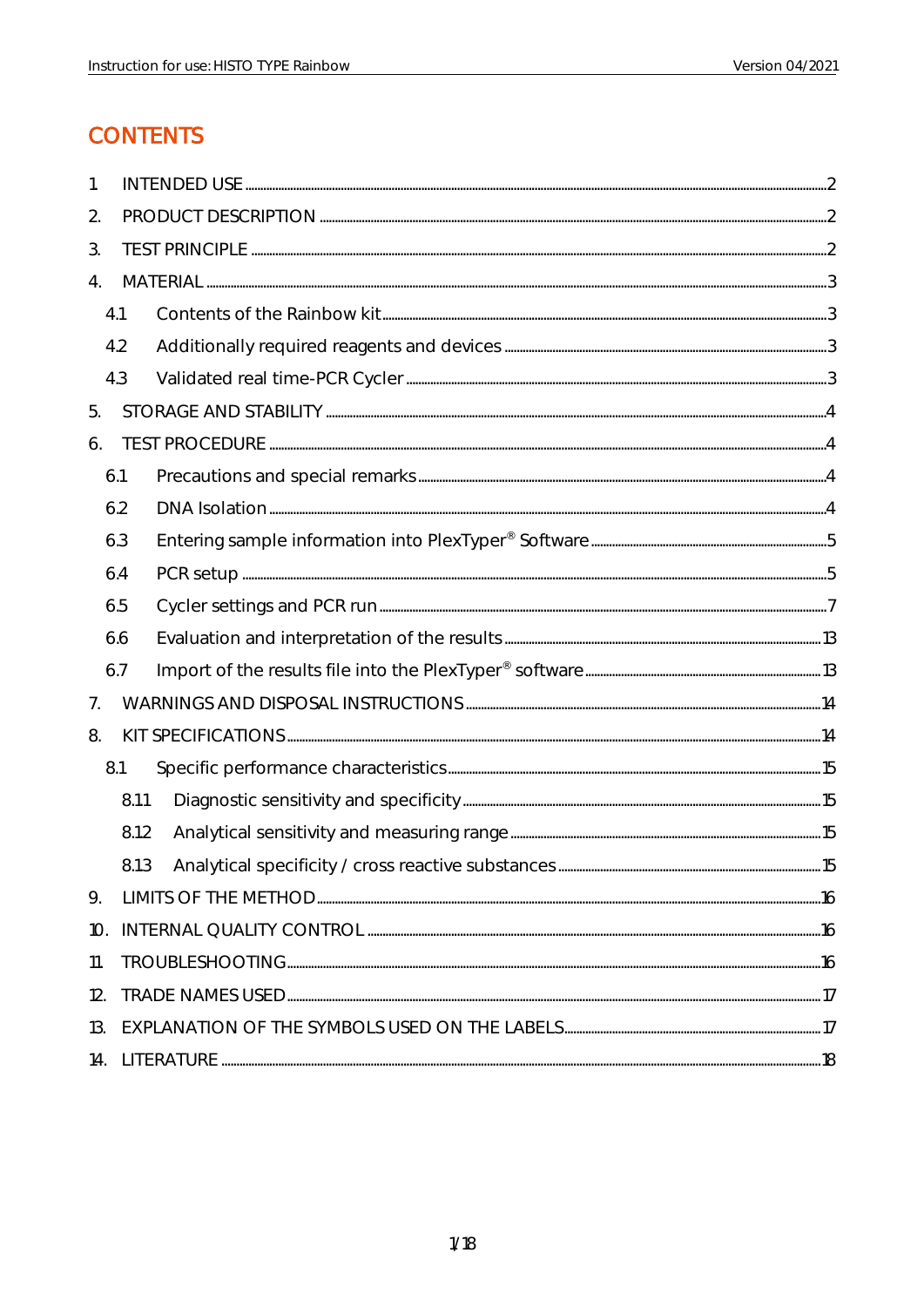# CONTENTS

1. INTRODUCED USE ........ 2

# CONTENTS

1. INTENDED USE ........................................ 2
2. PRODUCT DESCRIPTION ........................................ 2
3. TEST PRINCIPLE ........................................ 2
4. MATERIAL ........................................ 3
   - 4.1 Contents of the Rainbow kit ........................................ 3
   - 4.2 Additionally required reagents and devices ........................................ 3
   - 4.3 Validated real time-PCR Cycler ........................................ 3
5. STORAGE AND STABILITY ........................................ 4
6. TEST PROCEDURE ........................................ 4
   - 6.1 Precautions and special remarks ........................................ 4
   - 6.2 DNA Isolation ........................................ 4
   - 6.3 Entering sample information into PlexTyper® Software ........................................ 5
   - 6.4 PCR setup ........................................ 5
   - 6.5 Cycler settings and PCR run ........................................ 7
   - 6.6 Evaluation and interpretation of the results ........................................ 13
   - 6.7 Import of the results file into the PlexTyper® software ........................................ 13
7. WARNINGS AND DISPOSAL INSTRUCTIONS ........................................ 14
8. KIT SPECIFICATIONS ........................................ 14
   - 8.1 Specific performance characteristics ........................................ 15
     - 8.1.1 Diagnostic sensitivity and specificity ........................................ 15
     - 8.1.2 Analytical sensitivity and measuring range ........................................ 15
     - 8.1.3 Analytical specificity / cross reactive substances ........................................ 15
9. LIMITS OF THE METHOD ........................................ 16
10. INTERNAL QUALITY CONTROL ........................................ 16
11. TROUBLESHOOTING ........................................ 16
12. TRADE NAMES USED ........................................ 17
13. EXPLANATION OF THE SYMBOLS USED ON THE LABELS ........................................ 17
14. LITERATURE ........................................ 18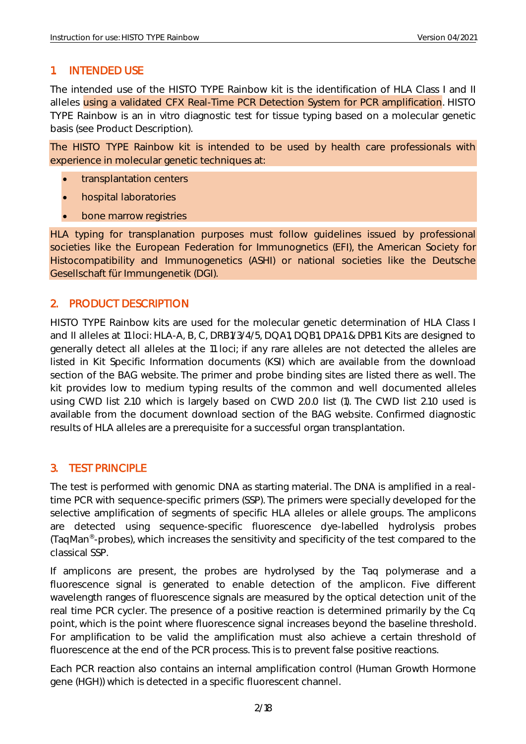## 1 INTENDED USE

The intended use of the HISTO TYPE Rainbow kit is the identification of HLA Class I and II alleles using a validated CFX Real-Time PCR Detection System for PCR amplification. HISTO TYPE Rainbow is an in vitro diagnostic test for tissue typing based on a molecular genetic basis (see Product Description).

The HISTO TYPE Rainbow kit is intended to be used by health care professionals with experience in molecular genetic techniques at:

- transplantation centers
- hospital laboratories
- bone marrow registries

HLA typing for transplanation purposes must follow guidelines issued by professional societies like the European Federation for Immunognetics (EFI), the American Society for Histocompatibility and Immunogenetics (ASHI) or national societies like the Deutsche Gesellschaft für Immungenetik (DGI).

## 2. PRODUCT DESCRIPTION

HISTO TYPE Rainbow kits are used for the molecular genetic determination of HLA Class I and II alleles at 11 loci: HLA-A, B, C, DRB1/3/4/5, DQA1, DQB1, DPA1 & DPB1. Kits are designed to generally detect all alleles at the 11 loci; if any rare alleles are not detected the alleles are listed in Kit Specific Information documents (KSI) which are available from the download section of the BAG website. The primer and probe binding sites are listed there as well. The kit provides low to medium typing results of the common and well documented alleles using CWD list 2.10 which is largely based on CWD 2.0.0 list (1). The CWD list 2.10 used is available from the document download section of the BAG website. Confirmed diagnostic results of HLA alleles are a prerequisite for a successful organ transplantation.

## 3. TEST PRINCIPLE

The test is performed with genomic DNA as starting material. The DNA is amplified in a real-time PCR with sequence-specific primers (SSP). The primers were specially developed for the selective amplification of segments of specific HLA alleles or allele groups. The amplicons are detected using sequence-specific fluorescence dye-labelled hydrolysis probes (TaqMan®-probes), which increases the sensitivity and specificity of the test compared to the classical SSP.

If amplicons are present, the probes are hydrolysed by the Taq polymerase and a fluorescence signal is generated to enable detection of the amplicon. Five different wavelength ranges of fluorescence signals are measured by the optical detection unit of the real time PCR cycler. The presence of a positive reaction is determined primarily by the Cq point, which is the point where fluorescence signal increases beyond the baseline threshold. For amplification to be valid the amplification must also achieve a certain threshold of fluorescence at the end of the PCR process. This is to prevent false positive reactions.

Each PCR reaction also contains an internal amplification control (Human Growth Hormone gene (HGH)) which is detected in a specific fluorescent channel.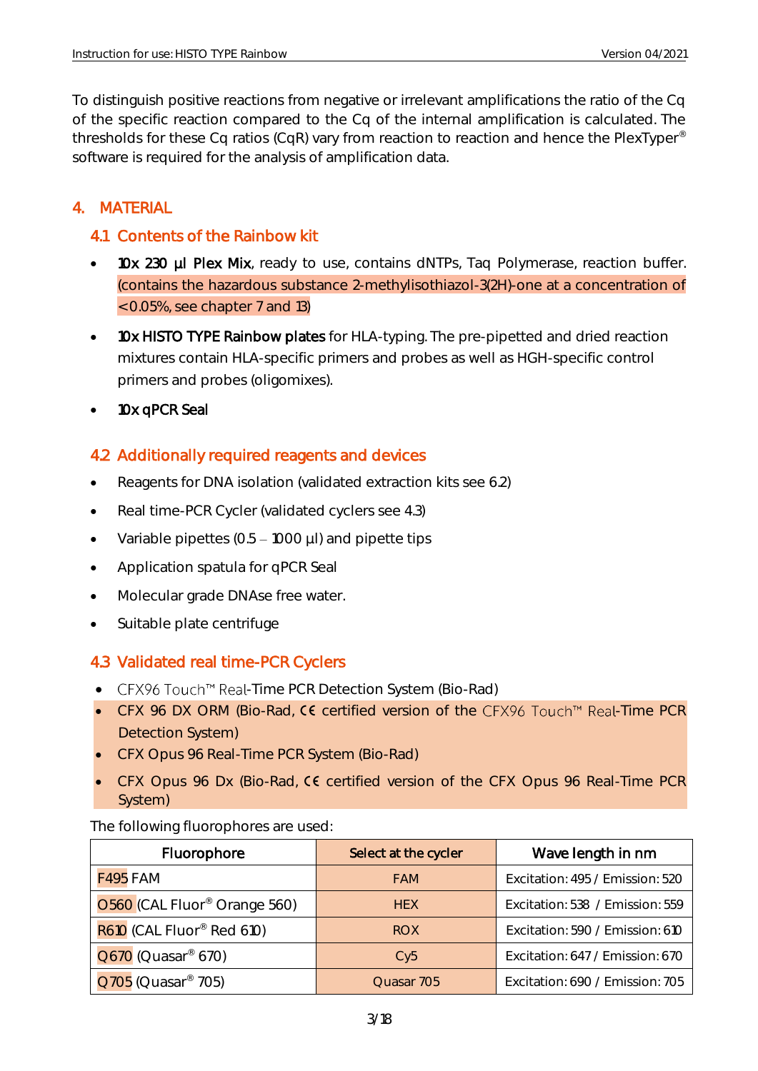To distinguish positive reactions from negative or irrelevant amplifications the ratio of the Cq of the specific reaction compared to the Cq of the internal amplification is calculated. The thresholds for these Cq ratios (CqR) vary from reaction to reaction and hence the PlexTyper® software is required for the analysis of amplification data.

# 4. MATERIAL

## 4.1 Contents of the Rainbow kit

- **10x 230 µl Plex Mix**, ready to use, contains dNTPs, Taq Polymerase, reaction buffer. (contains the hazardous substance 2-methylisothiazol-3(2H)-one at a concentration of <0.05%, see chapter 7 and 13)
- **10x HISTO TYPE Rainbow plates** for HLA-typing. The pre-pipetted and dried reaction mixtures contain HLA-specific primers and probes as well as HGH-specific control primers and probes (oligomixes).
- **10x qPCR Seal**

## 4.2 Additionally required reagents and devices

- Reagents for DNA isolation (validated extraction kits see 6.2)
- Real time-PCR Cycler (validated cyclers see 4.3)
- Variable pipettes (0.5 – 1000 µl) and pipette tips
- Application spatula for qPCR Seal
- Molecular grade DNAse free water.
- Suitable plate centrifuge

## 4.3 Validated real time-PCR Cyclers

- CFX96 Touch™ Real-Time PCR Detection System (Bio-Rad)
- CFX 96 DX ORM (Bio-Rad, CE certified version of the CFX96 Touch™ Real-Time PCR Detection System)
- CFX Opus 96 Real-Time PCR System (Bio-Rad)
- CFX Opus 96 Dx (Bio-Rad, CE certified version of the CFX Opus 96 Real-Time PCR System)

The following fluorophores are used:

| Fluorophore | Select at the cycler | Wave length in nm |
|---|---|---|
| F495 FAM | FAM | Excitation: 495 / Emission: 520 |
| O560 (CAL Fluor® Orange 560) | HEX | Excitation: 538 / Emission: 559 |
| R610 (CAL Fluor® Red 610) | ROX | Excitation: 590 / Emission: 610 |
| Q670 (Quasar® 670) | Cy5 | Excitation: 647 / Emission: 670 |
| Q705 (Quasar® 705) | Quasar 705 | Excitation: 690 / Emission: 705 |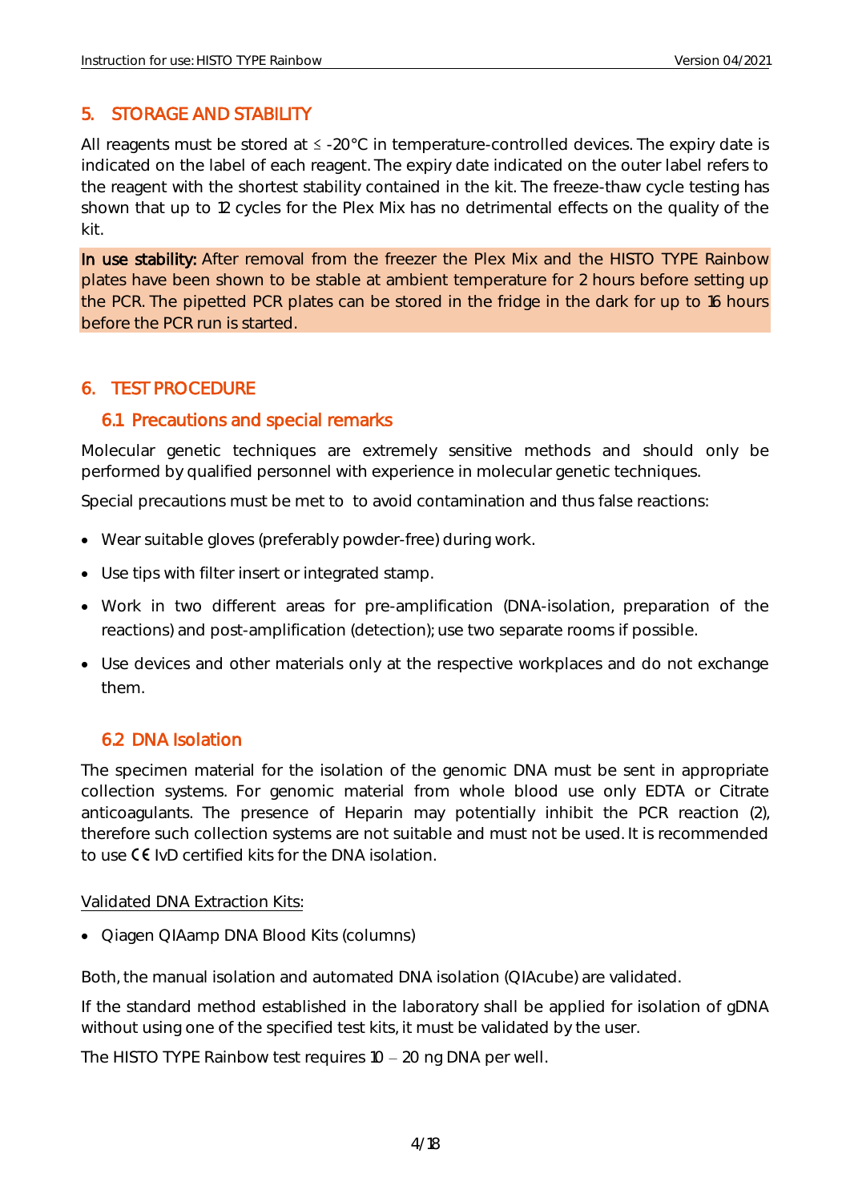## 5. STORAGE AND STABILITY

All reagents must be stored at ≤ -20°C in temperature-controlled devices. The expiry date is indicated on the label of each reagent. The expiry date indicated on the outer label refers to the reagent with the shortest stability contained in the kit. The freeze-thaw cycle testing has shown that up to 12 cycles for the Plex Mix has no detrimental effects on the quality of the kit.

In use stability: After removal from the freezer the Plex Mix and the HISTO TYPE Rainbow plates have been shown to be stable at ambient temperature for 2 hours before setting up the PCR. The pipetted PCR plates can be stored in the fridge in the dark for up to 16 hours before the PCR run is started.

## 6. TEST PROCEDURE

### 6.1 Precautions and special remarks

Molecular genetic techniques are extremely sensitive methods and should only be performed by qualified personnel with experience in molecular genetic techniques.

Special precautions must be met to to avoid contamination and thus false reactions:

- Wear suitable gloves (preferably powder-free) during work.
- Use tips with filter insert or integrated stamp.
- Work in two different areas for pre-amplification (DNA-isolation, preparation of the reactions) and post-amplification (detection); use two separate rooms if possible.
- Use devices and other materials only at the respective workplaces and do not exchange them.

### 6.2 DNA Isolation

The specimen material for the isolation of the genomic DNA must be sent in appropriate collection systems. For genomic material from whole blood use only EDTA or Citrate anticoagulants. The presence of Heparin may potentially inhibit the PCR reaction (2), therefore such collection systems are not suitable and must not be used. It is recommended to use CE IvD certified kits for the DNA isolation.

Validated DNA Extraction Kits:

- Qiagen QIAamp DNA Blood Kits (columns)

Both, the manual isolation and automated DNA isolation (QIAcube) are validated.

If the standard method established in the laboratory shall be applied for isolation of gDNA without using one of the specified test kits, it must be validated by the user.

The HISTO TYPE Rainbow test requires 10 – 20 ng DNA per well.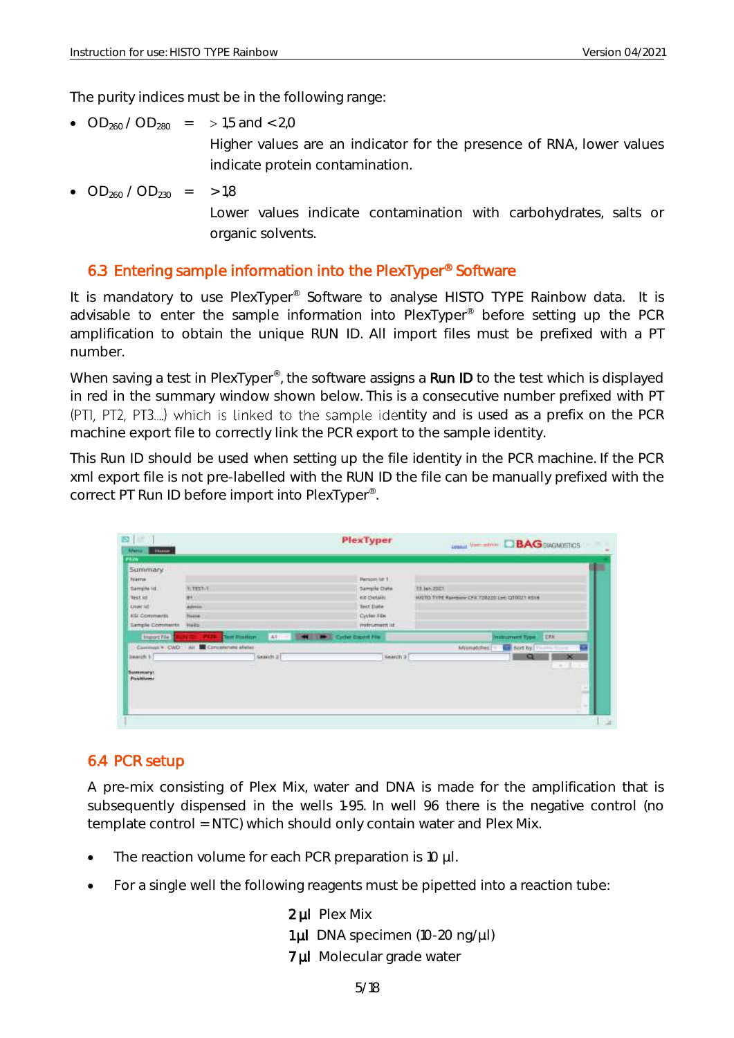The purity indices must be in the following range:

- $OD_{260}$ / $OD_{280}$ = > 1,5 and < 2,0
  Higher values are an indicator for the presence of RNA, lower values indicate protein contamination.
- $OD_{260}$ / $OD_{230}$ = > 1,8
  Lower values indicate contamination with carbohydrates, salts or organic solvents.

## 6.3 Entering sample information into the PlexTyper® Software

It is mandatory to use PlexTyper® Software to analyse HISTO TYPE Rainbow data. It is advisable to enter the sample information into PlexTyper® before setting up the PCR amplification to obtain the unique RUN ID. All import files must be prefixed with a PT number.

When saving a test in PlexTyper®, the software assigns a **Run ID** to the test which is displayed in red in the summary window shown below. This is a consecutive number prefixed with PT (PT1, PT2, PT3....) which is linked to the sample identity and is used as a prefix on the PCR machine export file to correctly link the PCR export to the sample identity.

This Run ID should be used when setting up the file identity in the PCR machine. If the PCR xml export file is not pre-labelled with the RUN ID the file can be manually prefixed with the correct PT Run ID before import into PlexTyper®.

## 6.4 PCR setup

A pre-mix consisting of Plex Mix, water and DNA is made for the amplification that is subsequently dispensed in the wells 1-95. In well 96 there is the negative control (no template control = NTC) which should only contain water and Plex Mix.

- The reaction volume for each PCR preparation is 10 µl.
- For a single well the following reagents must be pipetted into a reaction tube:

  **2 µl** Plex Mix
  **1 µl** DNA specimen (10-20 ng/µl)
  **7 µl** Molecular grade water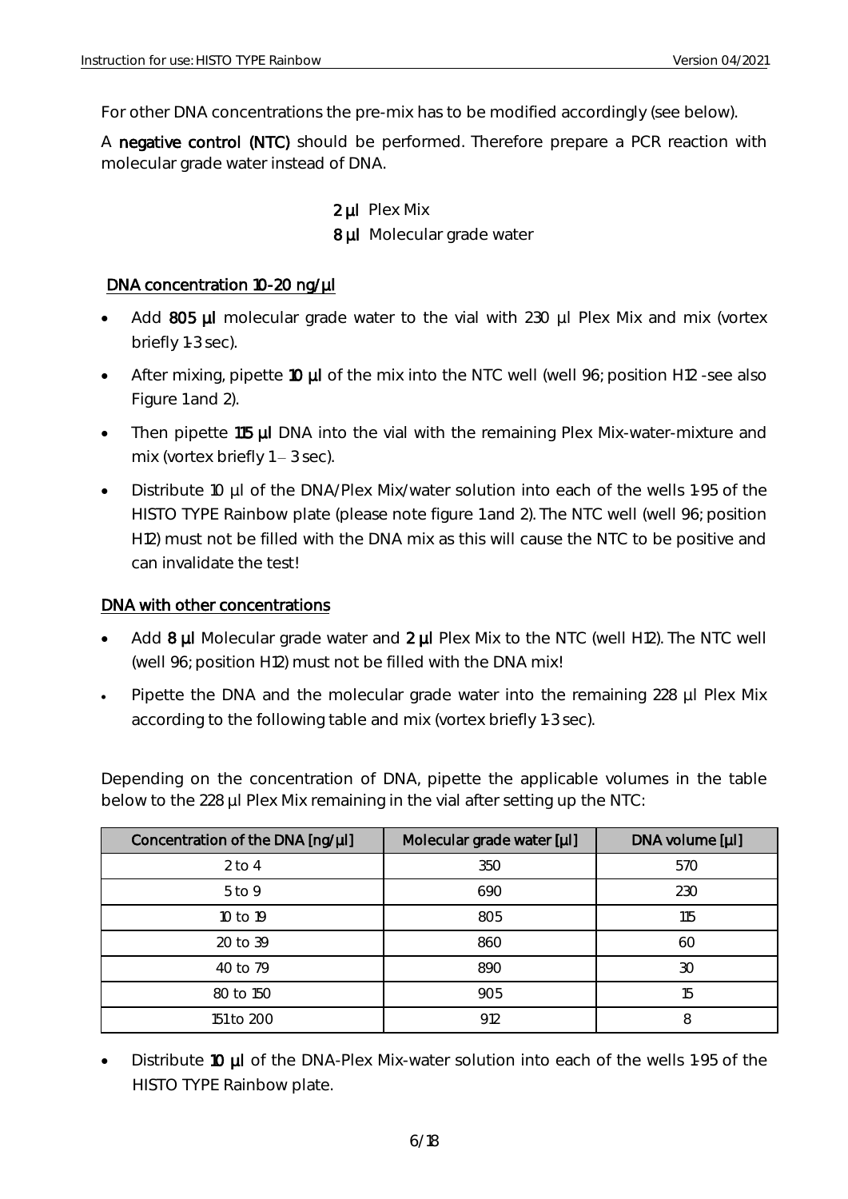For other DNA concentrations the pre-mix has to be modified accordingly (see below).

A **negative control (NTC)** should be performed. Therefore prepare a PCR reaction with molecular grade water instead of DNA.

**2 µl** Plex Mix
**8 µl** Molecular grade water

**DNA concentration 10-20 ng/µl**

- Add **805 µl** molecular grade water to the vial with 230 µl Plex Mix and mix (vortex briefly 1-3 sec).
- After mixing, pipette **10 µl** of the mix into the NTC well (well 96; position H12 -see also Figure 1 and 2).
- Then pipette **115 µl** DNA into the vial with the remaining Plex Mix-water-mixture and mix (vortex briefly 1 – 3 sec).
- Distribute 10 µl of the DNA/Plex Mix/water solution into each of the wells 1-95 of the HISTO TYPE Rainbow plate (please note figure 1 and 2). The NTC well (well 96; position H12) must not be filled with the DNA mix as this will cause the NTC to be positive and can invalidate the test!

**DNA with other concentrations**

- Add **8 µl** Molecular grade water and **2 µl** Plex Mix to the NTC (well H12). The NTC well (well 96; position H12) must not be filled with the DNA mix!
- Pipette the DNA and the molecular grade water into the remaining 228 µl Plex Mix according to the following table and mix (vortex briefly 1-3 sec).

Depending on the concentration of DNA, pipette the applicable volumes in the table below to the 228 µl Plex Mix remaining in the vial after setting up the NTC:

| Concentration of the DNA [ng/µl] | Molecular grade water [µl] | DNA volume [µl] |
|---|---|---|
| 2 to 4 | 350 | 570 |
| 5 to 9 | 690 | 230 |
| 10 to 19 | 805 | 115 |
| 20 to 39 | 860 | 60 |
| 40 to 79 | 890 | 30 |
| 80 to 150 | 905 | 15 |
| 151 to 200 | 912 | 8 |

- Distribute **10 µl** of the DNA-Plex Mix-water solution into each of the wells 1-95 of the HISTO TYPE Rainbow plate.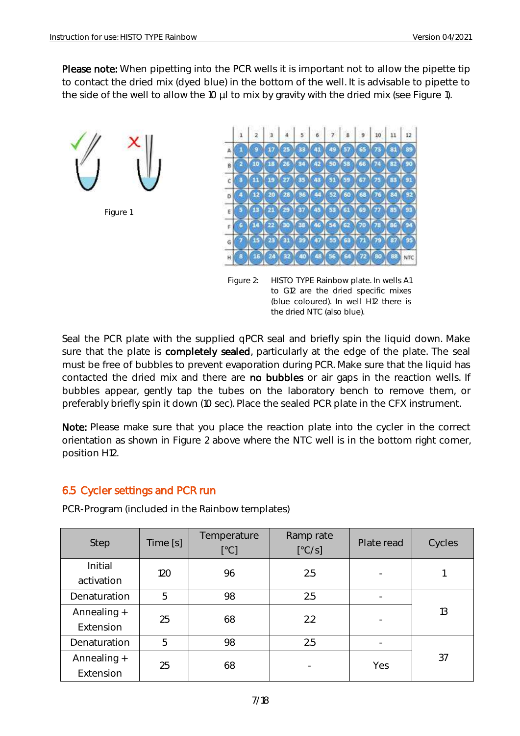**Please note:** When pipetting into the PCR wells it is important not to allow the pipette tip to contact the dried mix (dyed blue) in the bottom of the well. It is advisable to pipette to the side of the well to allow the 10 µl to mix by gravity with the dried mix (see Figure 1).

Figure 1

Figure 2: HISTO TYPE Rainbow plate. In wells A1 to G12 are the dried specific mixes (blue coloured). In well H12 there is the dried NTC (also blue).

Seal the PCR plate with the supplied qPCR seal and briefly spin the liquid down. Make sure that the plate is **completely sealed**, particularly at the edge of the plate. The seal must be free of bubbles to prevent evaporation during PCR. Make sure that the liquid has contacted the dried mix and there are **no bubbles** or air gaps in the reaction wells. If bubbles appear, gently tap the tubes on the laboratory bench to remove them, or preferably briefly spin it down (10 sec). Place the sealed PCR plate in the CFX instrument.

**Note:** Please make sure that you place the reaction plate into the cycler in the correct orientation as shown in Figure 2 above where the NTC well is in the bottom right corner, position H12.

## 6.5 Cycler settings and PCR run

PCR-Program (included in the Rainbow templates)

| Step | Time [s] | Temperature [°C] | Ramp rate [°C/s] | Plate read | Cycles |
|---|---|---|---|---|---|
| Initial activation | 120 | 96 | 2.5 | - | 1 |
| Denaturation | 5 | 98 | 2.5 | - | 13 |
| Annealing + Extension | 25 | 68 | 2.2 | - | |
| Denaturation | 5 | 98 | 2.5 | - | 37 |
| Annealing + Extension | 25 | 68 | - | Yes | |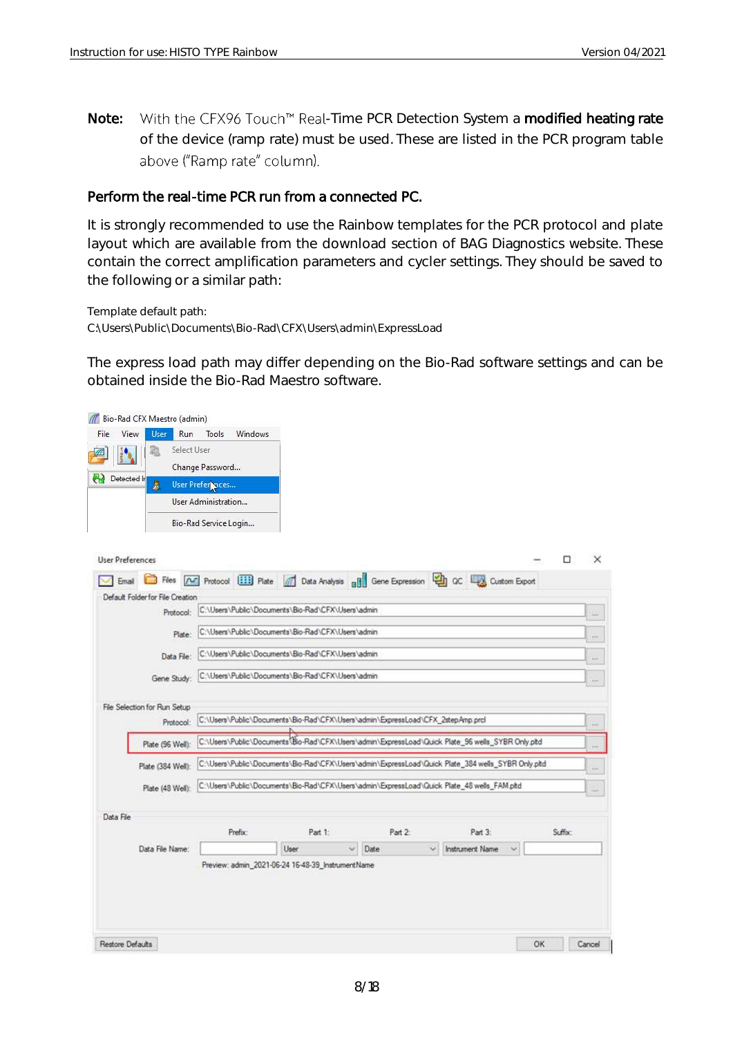**Note:** With the CFX96 Touch™ Real-Time PCR Detection System a **modified heating rate** of the device (ramp rate) must be used. These are listed in the PCR program table above ("Ramp rate" column).

**Perform the real-time PCR run from a connected PC.**

It is strongly recommended to use the Rainbow templates for the PCR protocol and plate layout which are available from the download section of BAG Diagnostics website. These contain the correct amplification parameters and cycler settings. They should be saved to the following or a similar path:

Template default path:
C:\Users\Public\Documents\Bio-Rad\CFX\Users\admin\ExpressLoad

The express load path may differ depending on the Bio-Rad software settings and can be obtained inside the Bio-Rad Maestro software.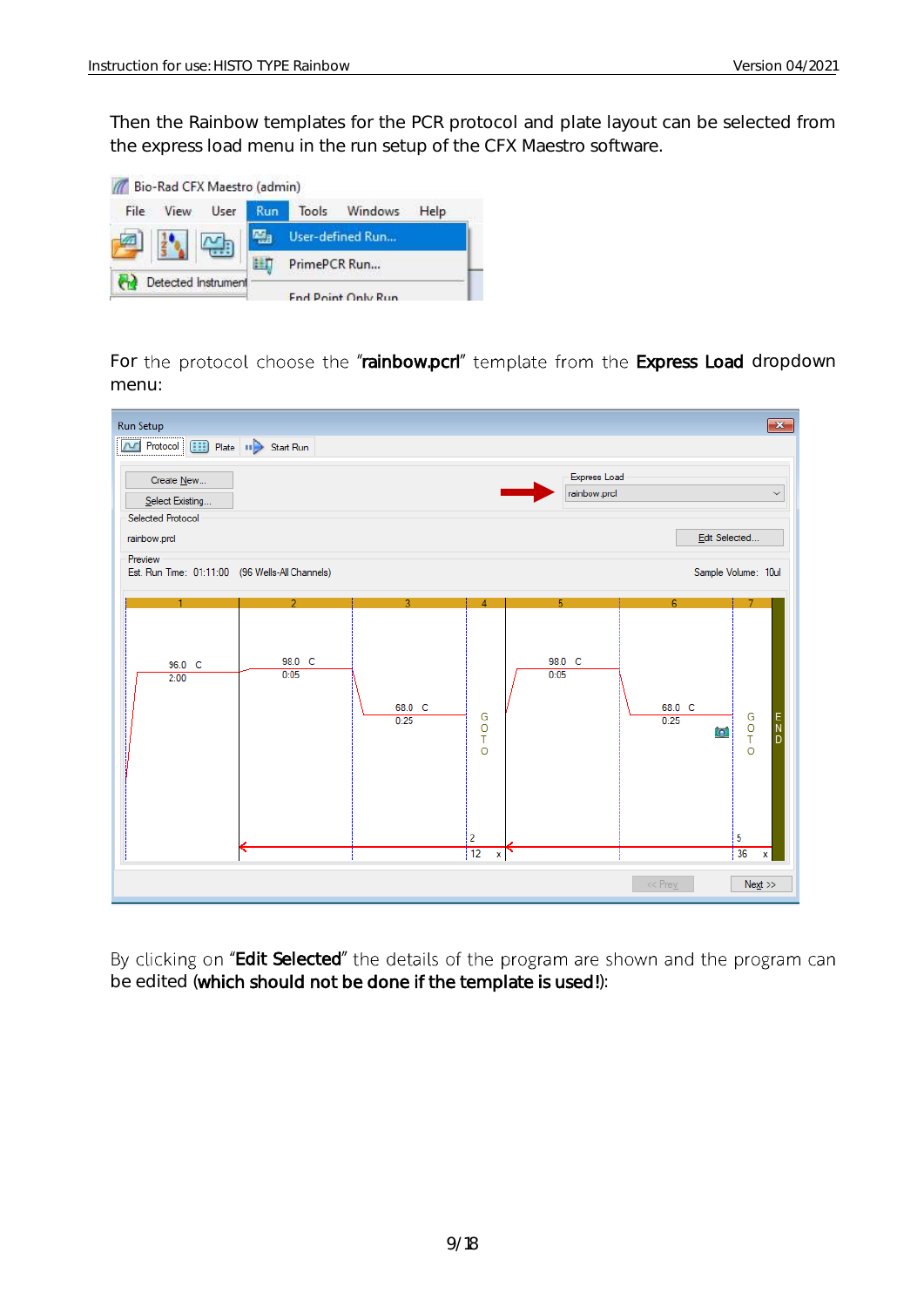Then the Rainbow templates for the PCR protocol and plate layout can be selected from the express load menu in the run setup of the CFX Maestro software.

For the protocol choose the "**rainbow.pcrl**" template from the **Express Load** dropdown menu:

By clicking on "**Edit Selected**" the details of the program are shown and the program can be edited (**which should not be done if the template is used!**):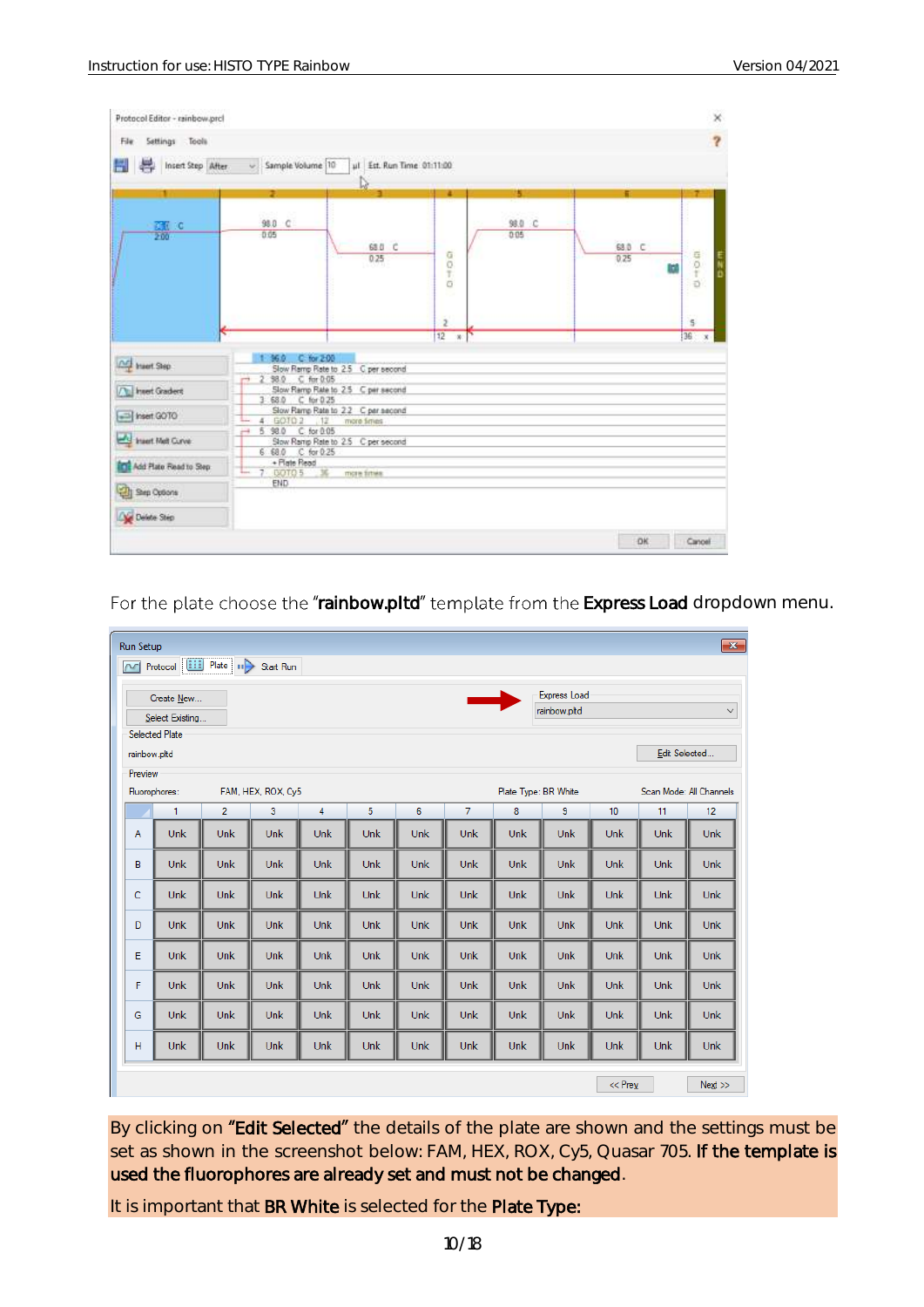For the plate choose the "**rainbow.pltd**" template from the **Express Load** dropdown menu.

By clicking on **"Edit Selected"** the details of the plate are shown and the settings must be set as shown in the screenshot below: FAM, HEX, ROX, Cy5, Quasar 705. **If the template is used the fluorophores are already set and must not be changed**.

It is important that **BR White** is selected for the **Plate Type:**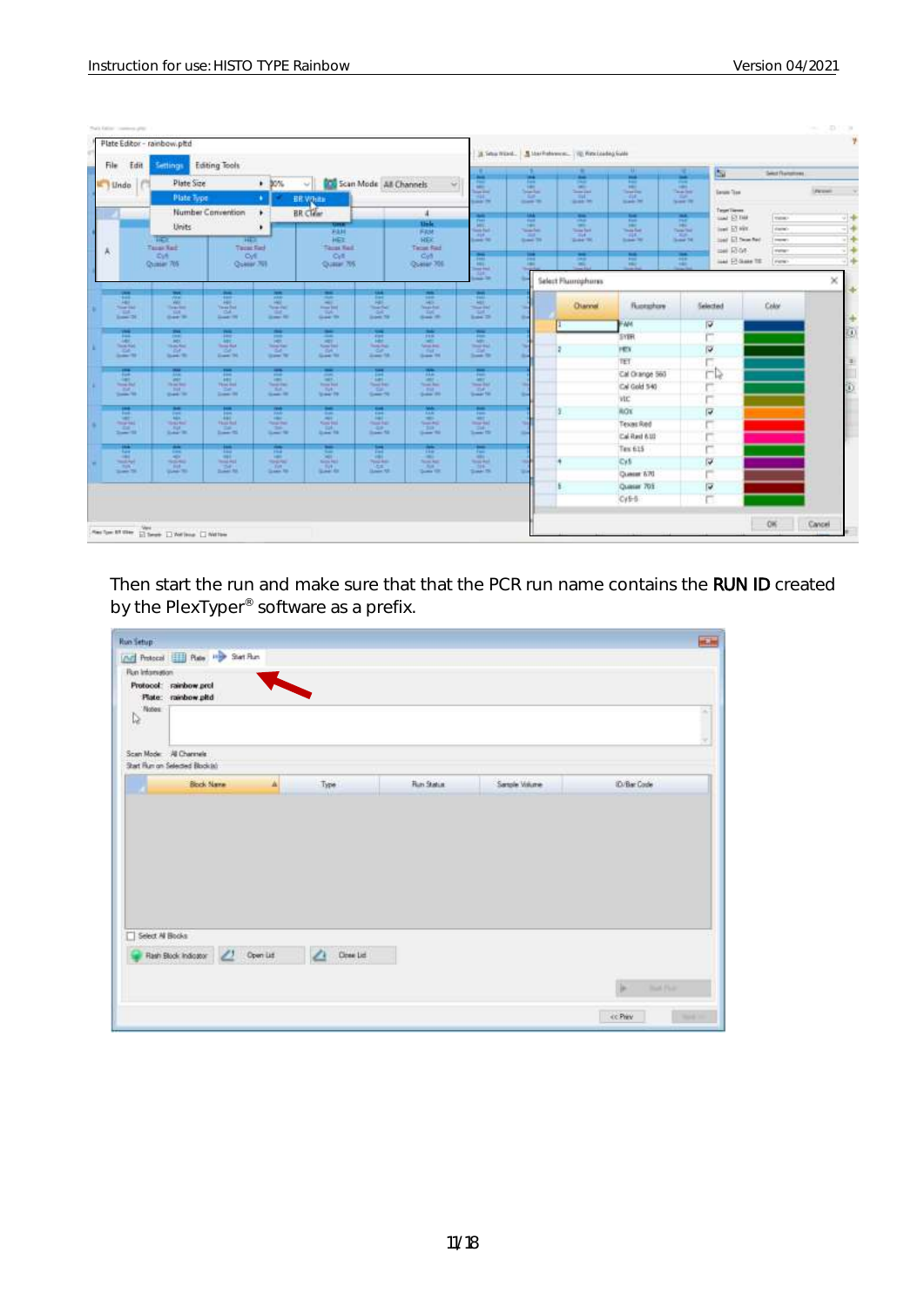Then start the run and make sure that that the PCR run name contains the RUN ID created by the PlexTyper® software as a prefix.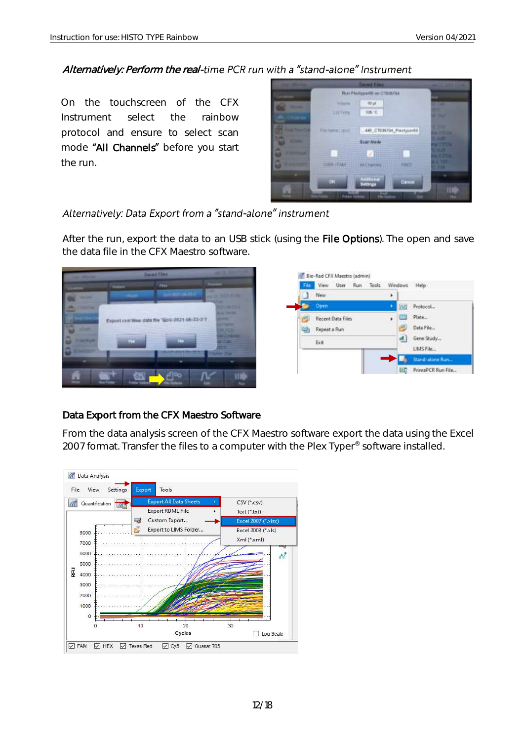*Alternatively: Perform the real-time PCR run with a "stand-alone" Instrument*

On the touchscreen of the CFX Instrument select the rainbow protocol and ensure to select scan mode "**All Channels**" before you start the run.

*Alternatively: Data Export from a "stand-alone" instrument*

After the run, export the data to an USB stick (using the **File Options**). The open and save the data file in the CFX Maestro software.

## Data Export from the CFX Maestro Software

From the data analysis screen of the CFX Maestro software export the data using the Excel 2007 format. Transfer the files to a computer with the Plex Typer® software installed.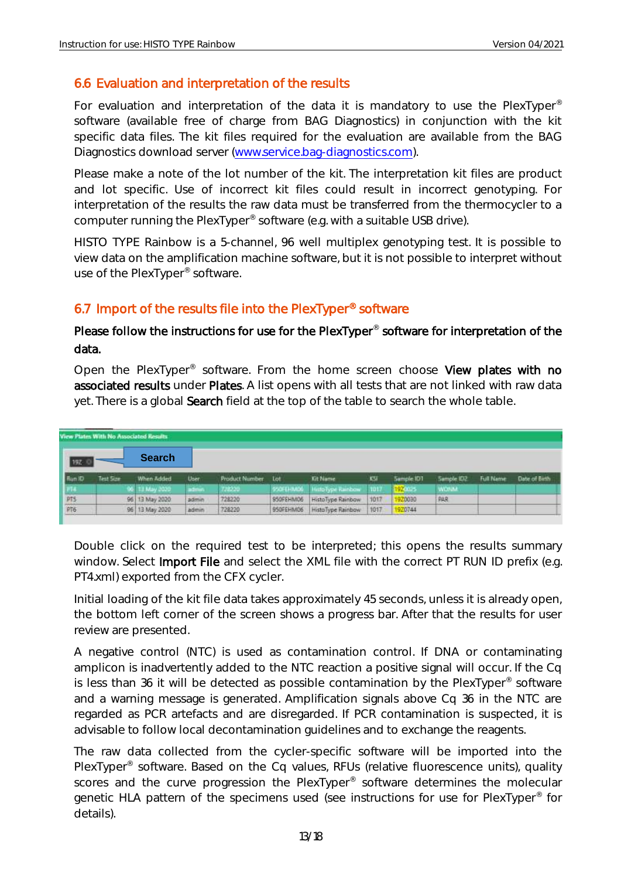## 6.6 Evaluation and interpretation of the results

For evaluation and interpretation of the data it is mandatory to use the PlexTyper® software (available free of charge from BAG Diagnostics) in conjunction with the kit specific data files. The kit files required for the evaluation are available from the BAG Diagnostics download server (www.service.bag-diagnostics.com).

Please make a note of the lot number of the kit. The interpretation kit files are product and lot specific. Use of incorrect kit files could result in incorrect genotyping. For interpretation of the results the raw data must be transferred from the thermocycler to a computer running the PlexTyper® software (e.g. with a suitable USB drive).

HISTO TYPE Rainbow is a 5-channel, 96 well multiplex genotyping test. It is possible to view data on the amplification machine software, but it is not possible to interpret without use of the PlexTyper® software.

## 6.7 Import of the results file into the PlexTyper® software

**Please follow the instructions for use for the PlexTyper® software for interpretation of the data.**

Open the PlexTyper® software. From the home screen choose **View plates with no associated results** under **Plates**. A list opens with all tests that are not linked with raw data yet. There is a global **Search** field at the top of the table to search the whole table.

View Plates With No Associated Results

19Z — Search

| Run ID | Test Size | When Added | User | Product Number | Lot | Kit Name | KSI | Sample ID1 | Sample ID2 | Full Name | Date of Birth |
|---|---|---|---|---|---|---|---|---|---|---|---|
| PT4 | 96 | 13 May 2020 | admin | 728220 | 950FEHM06 | HistoType Rainbow | 1017 | 19Z0025 | WONM | | |
| PT5 | 96 | 13 May 2020 | admin | 728220 | 950FEHM06 | HistoType Rainbow | 1017 | 19Z0030 | PAR | | |
| PT6 | 96 | 13 May 2020 | admin | 728220 | 950FEHM06 | HistoType Rainbow | 1017 | 19Z0744 | | | |

Double click on the required test to be interpreted; this opens the results summary window. Select **Import File** and select the XML file with the correct PT RUN ID prefix (e.g. PT4.xml) exported from the CFX cycler.

Initial loading of the kit file data takes approximately 45 seconds, unless it is already open, the bottom left corner of the screen shows a progress bar. After that the results for user review are presented.

A negative control (NTC) is used as contamination control. If DNA or contaminating amplicon is inadvertently added to the NTC reaction a positive signal will occur. If the Cq is less than 36 it will be detected as possible contamination by the PlexTyper® software and a warning message is generated. Amplification signals above Cq 36 in the NTC are regarded as PCR artefacts and are disregarded. If PCR contamination is suspected, it is advisable to follow local decontamination guidelines and to exchange the reagents.

The raw data collected from the cycler-specific software will be imported into the PlexTyper® software. Based on the Cq values, RFUs (relative fluorescence units), quality scores and the curve progression the PlexTyper® software determines the molecular genetic HLA pattern of the specimens used (see instructions for use for PlexTyper® for details).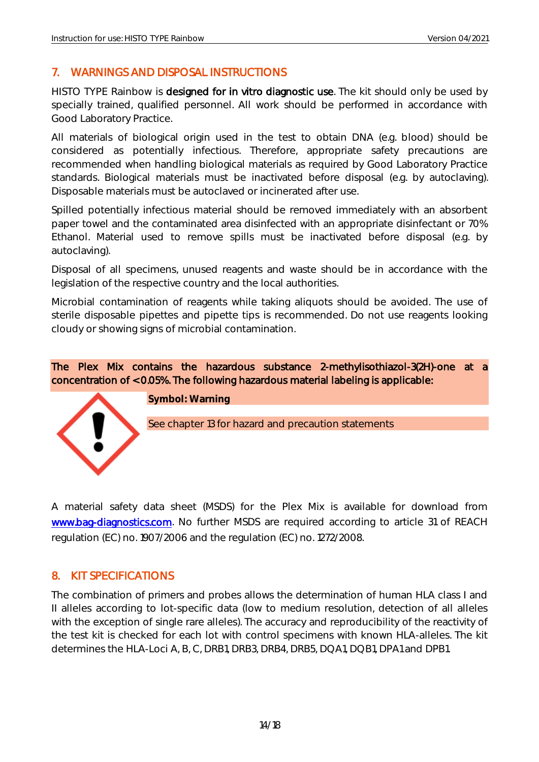## 7. WARNINGS AND DISPOSAL INSTRUCTIONS

HISTO TYPE Rainbow is **designed for in vitro diagnostic use**. The kit should only be used by specially trained, qualified personnel. All work should be performed in accordance with Good Laboratory Practice.

All materials of biological origin used in the test to obtain DNA (e.g. blood) should be considered as potentially infectious. Therefore, appropriate safety precautions are recommended when handling biological materials as required by Good Laboratory Practice standards. Biological materials must be inactivated before disposal (e.g. by autoclaving). Disposable materials must be autoclaved or incinerated after use.

Spilled potentially infectious material should be removed immediately with an absorbent paper towel and the contaminated area disinfected with an appropriate disinfectant or 70% Ethanol. Material used to remove spills must be inactivated before disposal (e.g. by autoclaving).

Disposal of all specimens, unused reagents and waste should be in accordance with the legislation of the respective country and the local authorities.

Microbial contamination of reagents while taking aliquots should be avoided. The use of sterile disposable pipettes and pipette tips is recommended. Do not use reagents looking cloudy or showing signs of microbial contamination.

**The Plex Mix contains the hazardous substance 2-methylisothiazol-3(2H)-one at a concentration of < 0.05%. The following hazardous material labeling is applicable:**

**Symbol: Warning**

See chapter 13 for hazard and precaution statements

A material safety data sheet (MSDS) for the Plex Mix is available for download from www.bag-diagnostics.com. No further MSDS are required according to article 31 of REACH regulation (EC) no. 1907/2006 and the regulation (EC) no. 1272/2008.

## 8. KIT SPECIFICATIONS

The combination of primers and probes allows the determination of human HLA class I and II alleles according to lot-specific data (low to medium resolution, detection of all alleles with the exception of single rare alleles). The accuracy and reproducibility of the reactivity of the test kit is checked for each lot with control specimens with known HLA-alleles. The kit determines the HLA-Loci A, B, C, DRB1, DRB3, DRB4, DRB5, DQA1, DQB1, DPA1 and DPB1.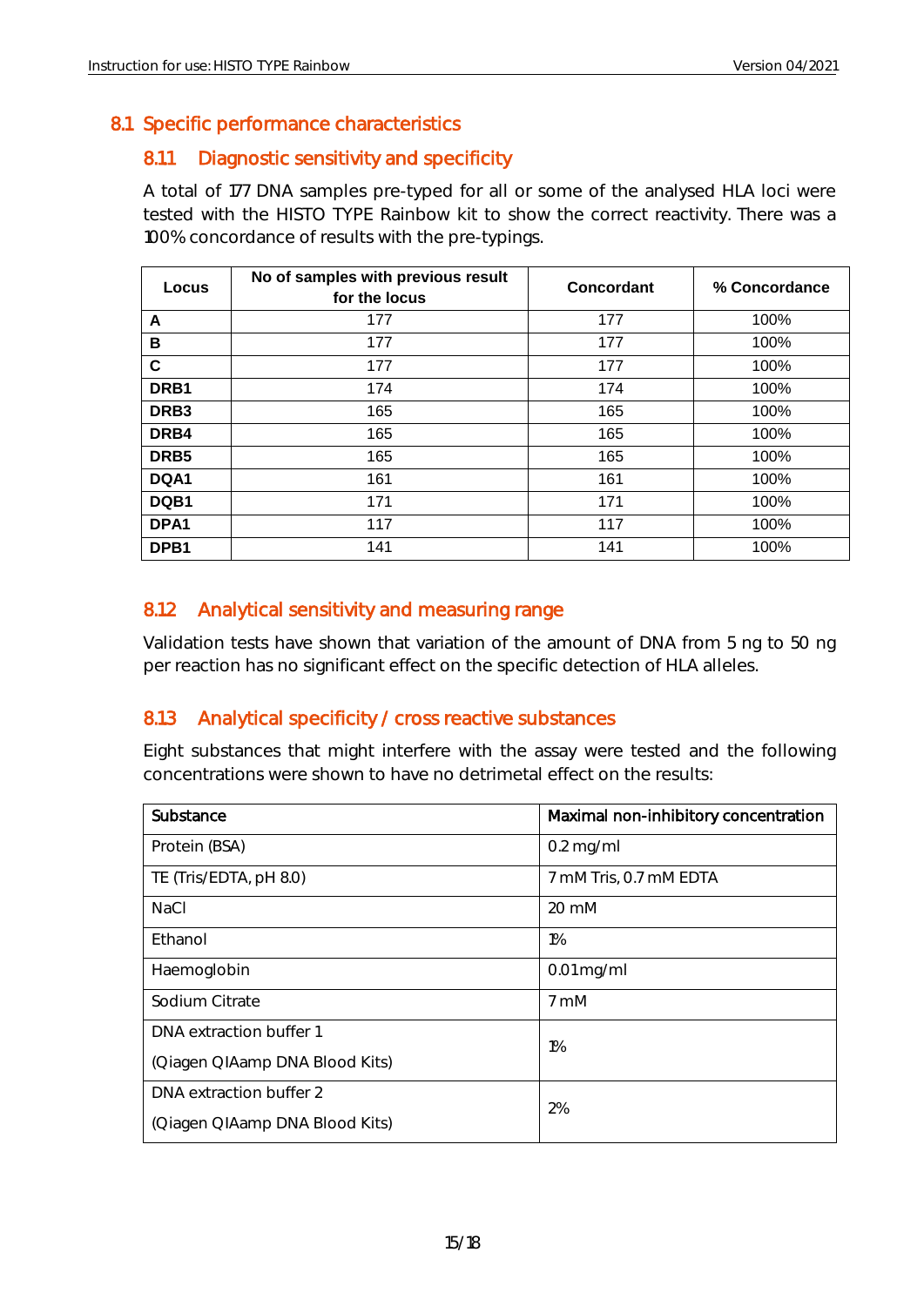## 8.1 Specific performance characteristics

### 8.1.1 Diagnostic sensitivity and specificity

A total of 177 DNA samples pre-typed for all or some of the analysed HLA loci were tested with the HISTO TYPE Rainbow kit to show the correct reactivity. There was a 100% concordance of results with the pre-typings.

| Locus | No of samples with previous result for the locus | Concordant | % Concordance |
|---|---|---|---|
| **A** | 177 | 177 | 100% |
| **B** | 177 | 177 | 100% |
| **C** | 177 | 177 | 100% |
| **DRB1** | 174 | 174 | 100% |
| **DRB3** | 165 | 165 | 100% |
| **DRB4** | 165 | 165 | 100% |
| **DRB5** | 165 | 165 | 100% |
| **DQA1** | 161 | 161 | 100% |
| **DQB1** | 171 | 171 | 100% |
| **DPA1** | 117 | 117 | 100% |
| **DPB1** | 141 | 141 | 100% |

### 8.1.2 Analytical sensitivity and measuring range

Validation tests have shown that variation of the amount of DNA from 5 ng to 50 ng per reaction has no significant effect on the specific detection of HLA alleles.

### 8.1.3 Analytical specificity / cross reactive substances

Eight substances that might interfere with the assay were tested and the following concentrations were shown to have no detrimetal effect on the results:

| Substance | Maximal non-inhibitory concentration |
|---|---|
| Protein (BSA) | 0.2 mg/ml |
| TE (Tris/EDTA, pH 8.0) | 7 mM Tris, 0.7 mM EDTA |
| NaCl | 20 mM |
| Ethanol | 1% |
| Haemoglobin | 0.01 mg/ml |
| Sodium Citrate | 7 mM |
| DNA extraction buffer 1 (Qiagen QIAamp DNA Blood Kits) | 1% |
| DNA extraction buffer 2 (Qiagen QIAamp DNA Blood Kits) | 2% |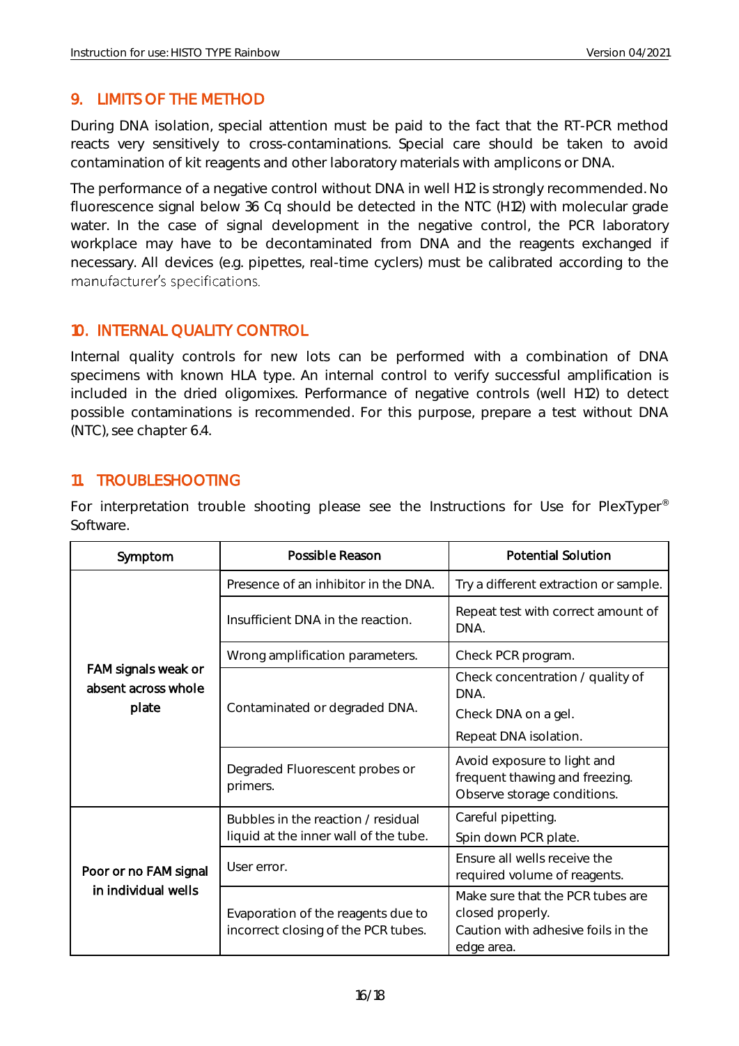## 9. LIMITS OF THE METHOD

During DNA isolation, special attention must be paid to the fact that the RT-PCR method reacts very sensitively to cross-contaminations. Special care should be taken to avoid contamination of kit reagents and other laboratory materials with amplicons or DNA.

The performance of a negative control without DNA in well H12 is strongly recommended. No fluorescence signal below 36 Cq should be detected in the NTC (H12) with molecular grade water. In the case of signal development in the negative control, the PCR laboratory workplace may have to be decontaminated from DNA and the reagents exchanged if necessary. All devices (e.g. pipettes, real-time cyclers) must be calibrated according to the manufacturer's specifications.

## 10. INTERNAL QUALITY CONTROL

Internal quality controls for new lots can be performed with a combination of DNA specimens with known HLA type. An internal control to verify successful amplification is included in the dried oligomixes. Performance of negative controls (well H12) to detect possible contaminations is recommended. For this purpose, prepare a test without DNA (NTC), see chapter 6.4.

## 11. TROUBLESHOOTING

For interpretation trouble shooting please see the Instructions for Use for PlexTyper® Software.

| Symptom | Possible Reason | Potential Solution |
|---|---|---|
| FAM signals weak or absent across whole plate | Presence of an inhibitor in the DNA. | Try a different extraction or sample. |
| | Insufficient DNA in the reaction. | Repeat test with correct amount of DNA. |
| | Wrong amplification parameters. | Check PCR program. |
| | Contaminated or degraded DNA. | Check concentration / quality of DNA.<br>Check DNA on a gel.<br>Repeat DNA isolation. |
| | Degraded Fluorescent probes or primers. | Avoid exposure to light and frequent thawing and freezing. Observe storage conditions. |
| Poor or no FAM signal in individual wells | Bubbles in the reaction / residual liquid at the inner wall of the tube. | Careful pipetting.<br>Spin down PCR plate. |
| | User error. | Ensure all wells receive the required volume of reagents. |
| | Evaporation of the reagents due to incorrect closing of the PCR tubes. | Make sure that the PCR tubes are closed properly.<br>Caution with adhesive foils in the edge area. |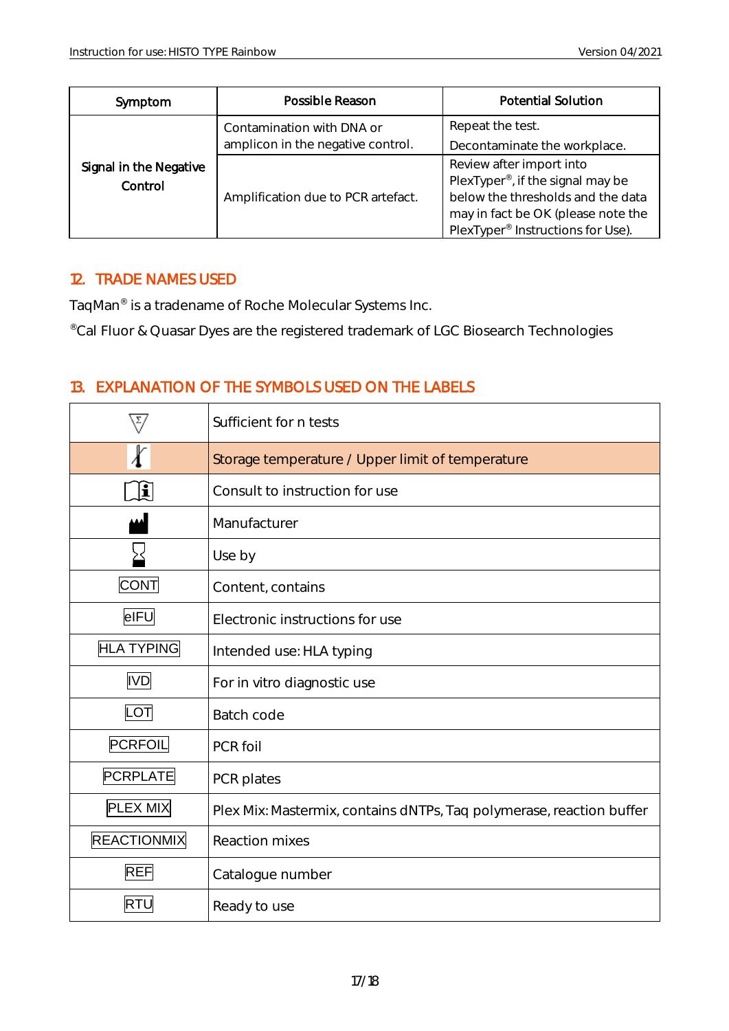| Symptom | Possible Reason | Potential Solution |
|---|---|---|
| Signal in the Negative Control | Contamination with DNA or amplicon in the negative control. | Repeat the test.<br>Decontaminate the workplace. |
| | Amplification due to PCR artefact. | Review after import into PlexTyper®, if the signal may be below the thresholds and the data may in fact be OK (please note the PlexTyper® Instructions for Use). |

## 12. TRADE NAMES USED

TaqMan® is a tradename of Roche Molecular Systems Inc.

®Cal Fluor & Quasar Dyes are the registered trademark of LGC Biosearch Technologies

## 13. EXPLANATION OF THE SYMBOLS USED ON THE LABELS

| Symbol | Meaning |
|---|---|
| Σ | Sufficient for n tests |
| 🌡 | Storage temperature / Upper limit of temperature |
| 🕮i | Consult to instruction for use |
| 🏭 | Manufacturer |
| ⧗ | Use by |
| CONT | Content, contains |
| eIFU | Electronic instructions for use |
| HLA TYPING | Intended use: HLA typing |
| IVD | For in vitro diagnostic use |
| LOT | Batch code |
| PCRFOIL | PCR foil |
| PCRPLATE | PCR plates |
| PLEX MIX | Plex Mix: Mastermix, contains dNTPs, Taq polymerase, reaction buffer |
| REACTIONMIX | Reaction mixes |
| REF | Catalogue number |
| RTU | Ready to use |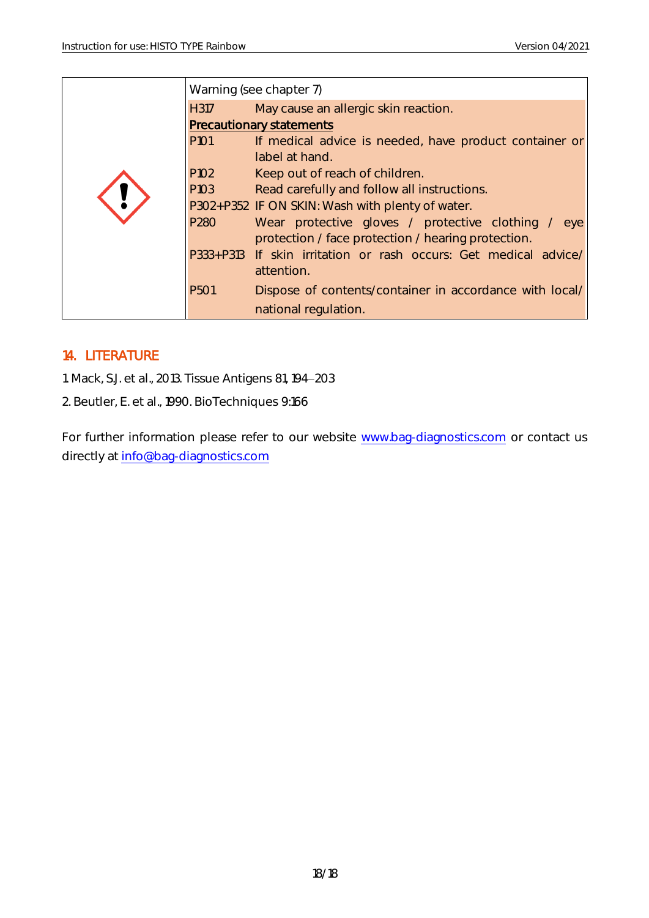| | | |
|---|---|---|
| | Warning (see chapter 7) | |
| | H317 | May cause an allergic skin reaction. |
| | **Precautionary statements** | |
| | P101 | If medical advice is needed, have product container or label at hand. |
| | P102 | Keep out of reach of children. |
| | P103 | Read carefully and follow all instructions. |
| | P302+P352 | IF ON SKIN: Wash with plenty of water. |
| | P280 | Wear protective gloves / protective clothing / eye protection / face protection / hearing protection. |
| | P333+P313 | If skin irritation or rash occurs: Get medical advice/ attention. |
| | P501 | Dispose of contents/container in accordance with local/ national regulation. |

## 14. LITERATURE

1. Mack, S.J. et al., 2013. Tissue Antigens 81, 194–203
2. Beutler, E. et al., 1990. BioTechniques 9:166

For further information please refer to our website www.bag-diagnostics.com or contact us directly at info@bag-diagnostics.com